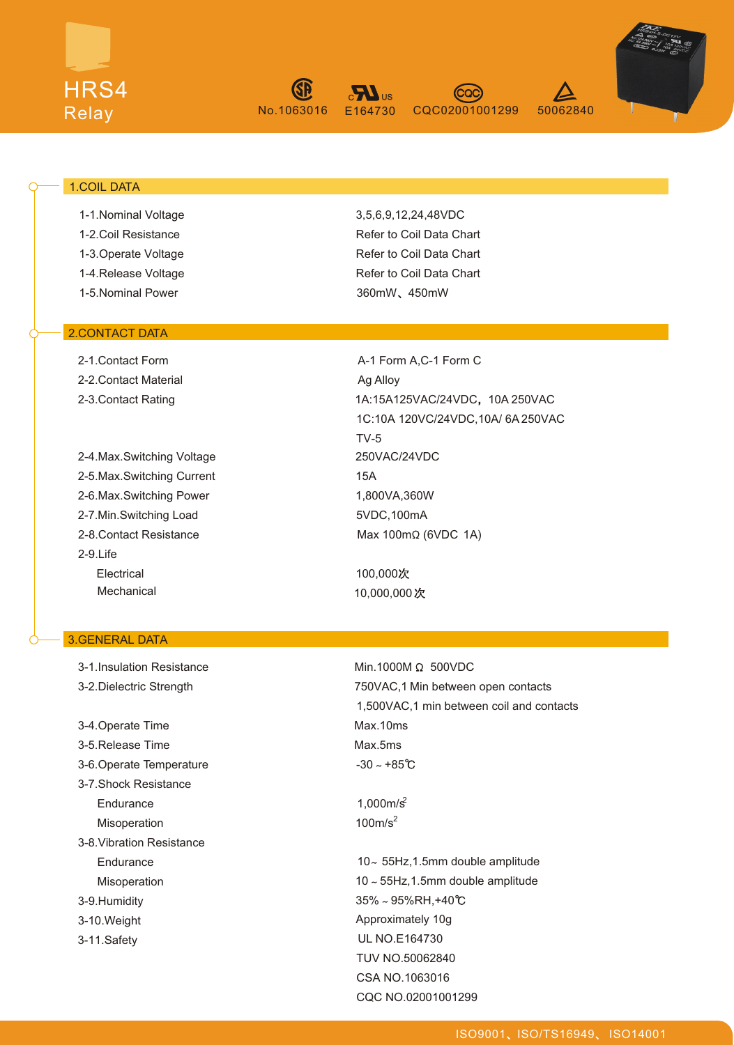# HRS4 Relay

No.1063016 | E164730 | CQC02001001299 | 50062840

## 1.COIL DATA

| | |
|---|---|
| 1-1.Nominal Voltage | 3,5,6,9,12,24,48VDC |
| 1-2.Coil Resistance | Refer to Coil Data Chart |
| 1-3.Operate Voltage | Refer to Coil Data Chart |
| 1-4.Release Voltage | Refer to Coil Data Chart |
| 1-5.Nominal Power | 360mW、450mW |

## 2.CONTACT DATA

| | |
|---|---|
| 2-1.Contact Form | A-1 Form A,C-1 Form C |
| 2-2.Contact Material | Ag Alloy |
| 2-3.Contact Rating | 1A:15A125VAC/24VDC，10A 250VAC |
| | 1C:10A 120VC/24VDC,10A/ 6A 250VAC |
| | TV-5 |
| 2-4.Max.Switching Voltage | 250VAC/24VDC |
| 2-5.Max.Switching Current | 15A |
| 2-6.Max.Switching Power | 1,800VA,360W |
| 2-7.Min.Switching Load | 5VDC,100mA |
| 2-8.Contact Resistance | Max 100mΩ (6VDC 1A) |
| 2-9.Life | |
| Electrical | 100,000次 |
| Mechanical | 10,000,000次 |

## 3.GENERAL DATA

| | |
|---|---|
| 3-1.Insulation Resistance | Min.1000M Ω 500VDC |
| 3-2.Dielectric Strength | 750VAC,1 Min between open contacts |
| | 1,500VAC,1 min between coil and contacts |
| 3-4.Operate Time | Max.10ms |
| 3-5.Release Time | Max.5ms |
| 3-6.Operate Temperature | -30 ~ +85℃ |
| 3-7.Shock Resistance | |
| Endurance | 1,000m/$s^2$ |
| Misoperation | 100m/$s^2$ |
| 3-8.Vibration Resistance | |
| Endurance | 10~ 55Hz,1.5mm double amplitude |
| Misoperation | 10 ~ 55Hz,1.5mm double amplitude |
| 3-9.Humidity | 35% ~ 95%RH,+40℃ |
| 3-10.Weight | Approximately 10g |
| 3-11.Safety | UL NO.E164730 |
| | TUV NO.50062840 |
| | CSA NO.1063016 |
| | CQC NO.02001001299 |

ISO9001、ISO/TS16949、ISO14001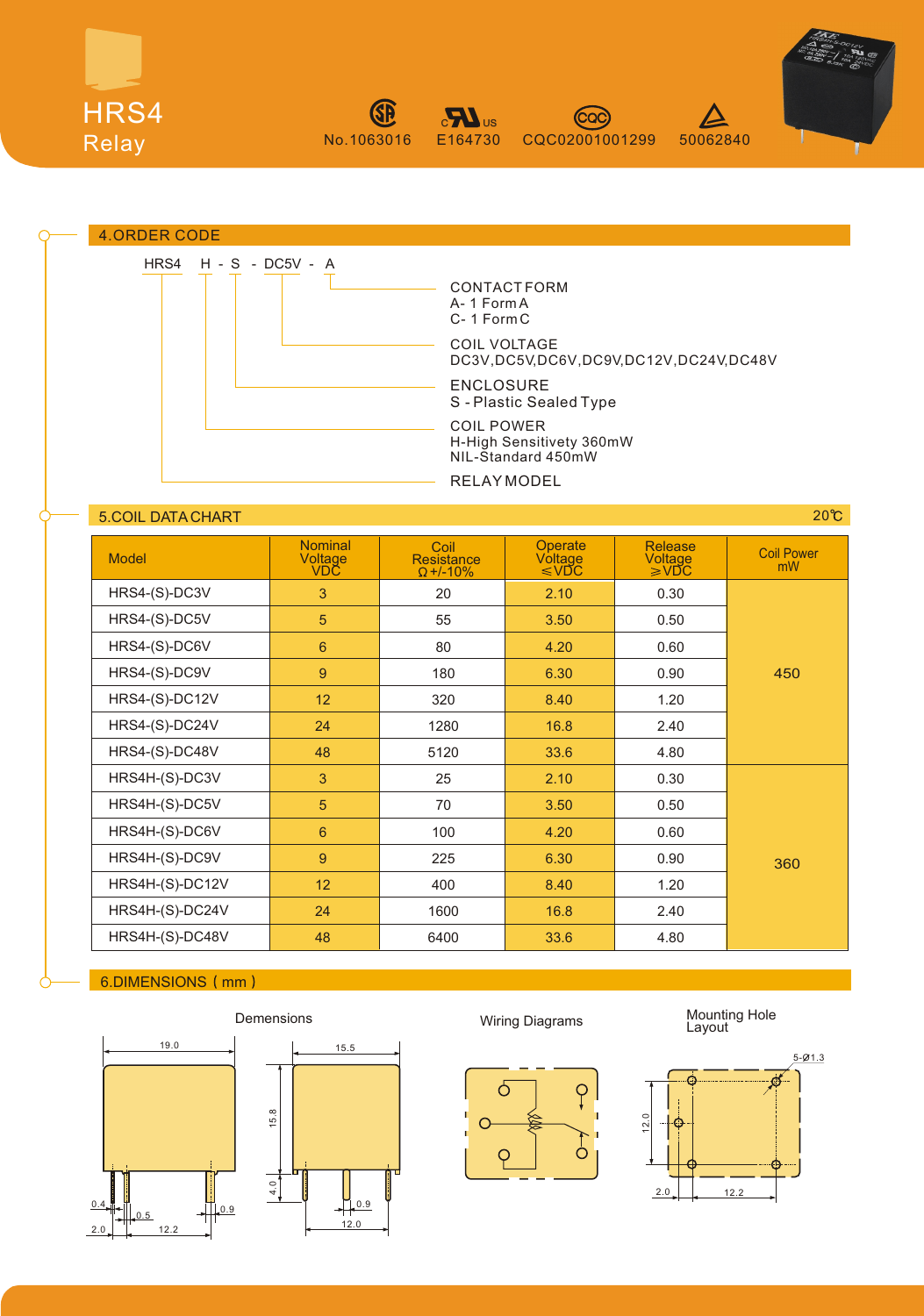# HRS4 Relay

No.1063016 E164730 CQC02001001299 50062840

## 4.ORDER CODE

HRS4 H - S - DC5V - A

- CONTACT FORM
  - A- 1 Form A
  - C- 1 Form C
- COIL VOLTAGE
  - DC3V,DC5V,DC6V,DC9V,DC12V,DC24V,DC48V
- ENCLOSURE
  - S - Plastic Sealed Type
- COIL POWER
  - H-High Sensitivety 360mW
  - NIL-Standard 450mW
- RELAY MODEL

## 5.COIL DATA CHART

20℃

| Model | Nominal Voltage VDC | Coil Resistance Ω +/-10% | Operate Voltage ≤VDC | Release Voltage ≥VDC | Coil Power mW |
|---|---|---|---|---|---|
| HRS4-(S)-DC3V | 3 | 20 | 2.10 | 0.30 | 450 |
| HRS4-(S)-DC5V | 5 | 55 | 3.50 | 0.50 | |
| HRS4-(S)-DC6V | 6 | 80 | 4.20 | 0.60 | |
| HRS4-(S)-DC9V | 9 | 180 | 6.30 | 0.90 | |
| HRS4-(S)-DC12V | 12 | 320 | 8.40 | 1.20 | |
| HRS4-(S)-DC24V | 24 | 1280 | 16.8 | 2.40 | |
| HRS4-(S)-DC48V | 48 | 5120 | 33.6 | 4.80 | |
| HRS4H-(S)-DC3V | 3 | 25 | 2.10 | 0.30 | 360 |
| HRS4H-(S)-DC5V | 5 | 70 | 3.50 | 0.50 | |
| HRS4H-(S)-DC6V | 6 | 100 | 4.20 | 0.60 | |
| HRS4H-(S)-DC9V | 9 | 225 | 6.30 | 0.90 | |
| HRS4H-(S)-DC12V | 12 | 400 | 8.40 | 1.20 | |
| HRS4H-(S)-DC24V | 24 | 1600 | 16.8 | 2.40 | |
| HRS4H-(S)-DC48V | 48 | 6400 | 33.6 | 4.80 | |

## 6.DIMENSIONS ( mm )

Demensions

19.0, 15.5, 15.8, 4.0, 0.4, 0.5, 0.9, 2.0, 12.2, 0.9, 12.0

Wiring Diagrams

Mounting Hole Layout

5-Ø1.3, 12.0, 2.0, 12.2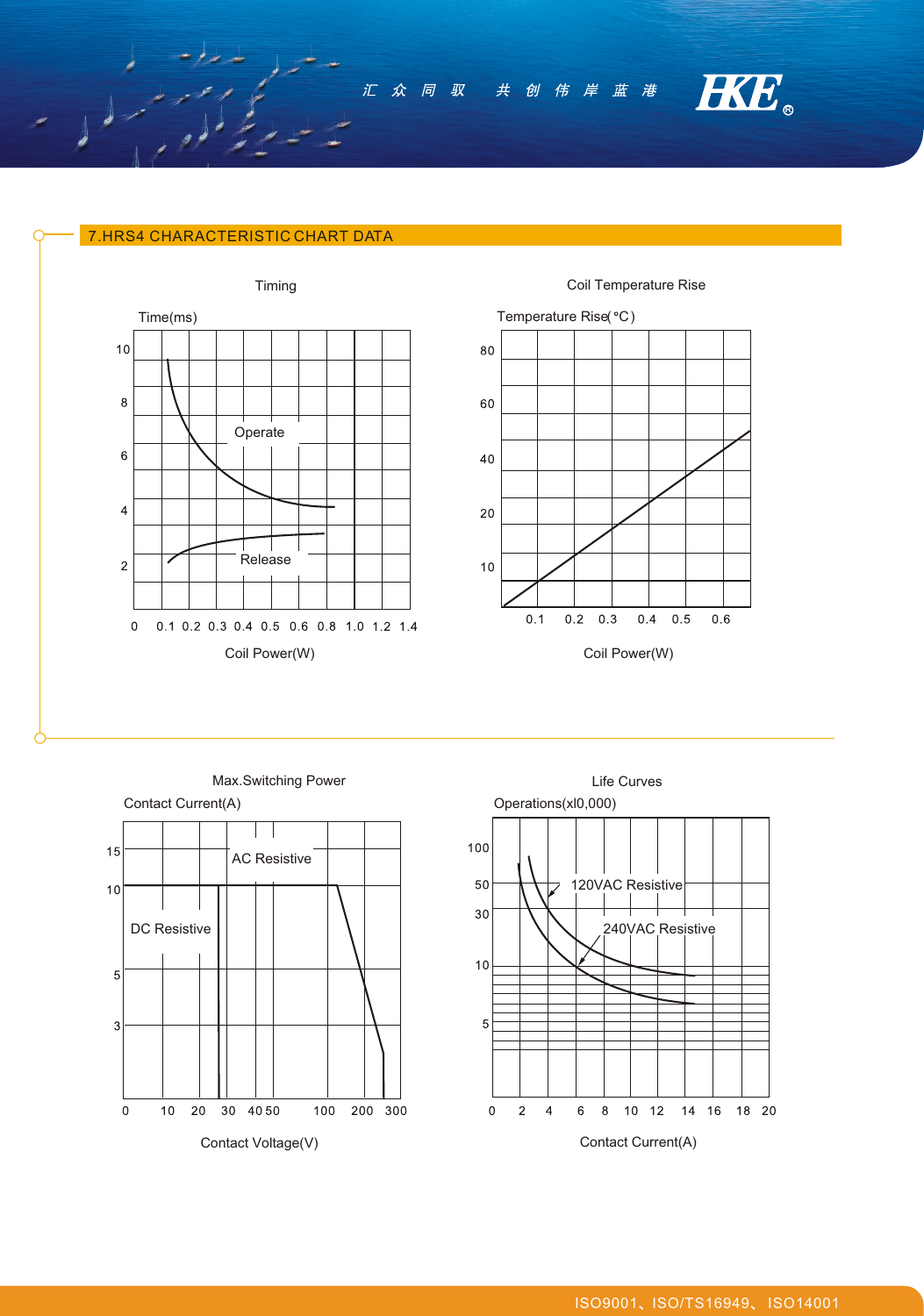## 7.HRS4 CHARACTERISTIC CHART DATA

Timing

Time(ms)

10
8
6
4
2
0

Operate

Release

0.1 0.2 0.3 0.4 0.5 0.6 0.8 1.0 1.2 1.4

Coil Power(W)

Coil Temperature Rise

Temperature Rise( °C )

80
60
40
20
10

0.1 0.2 0.3 0.4 0.5 0.6

Coil Power(W)

Max.Switching Power

Contact Current(A)

15
10
5
3
0

AC Resistive

DC Resistive

10 20 30 40 50 100 200 300

Contact Voltage(V)

Life Curves

Operations(xl0,000)

100
50
30
10
5
0

120VAC Resistive

240VAC Resistive

2 4 6 8 10 12 14 16 18 20

Contact Current(A)